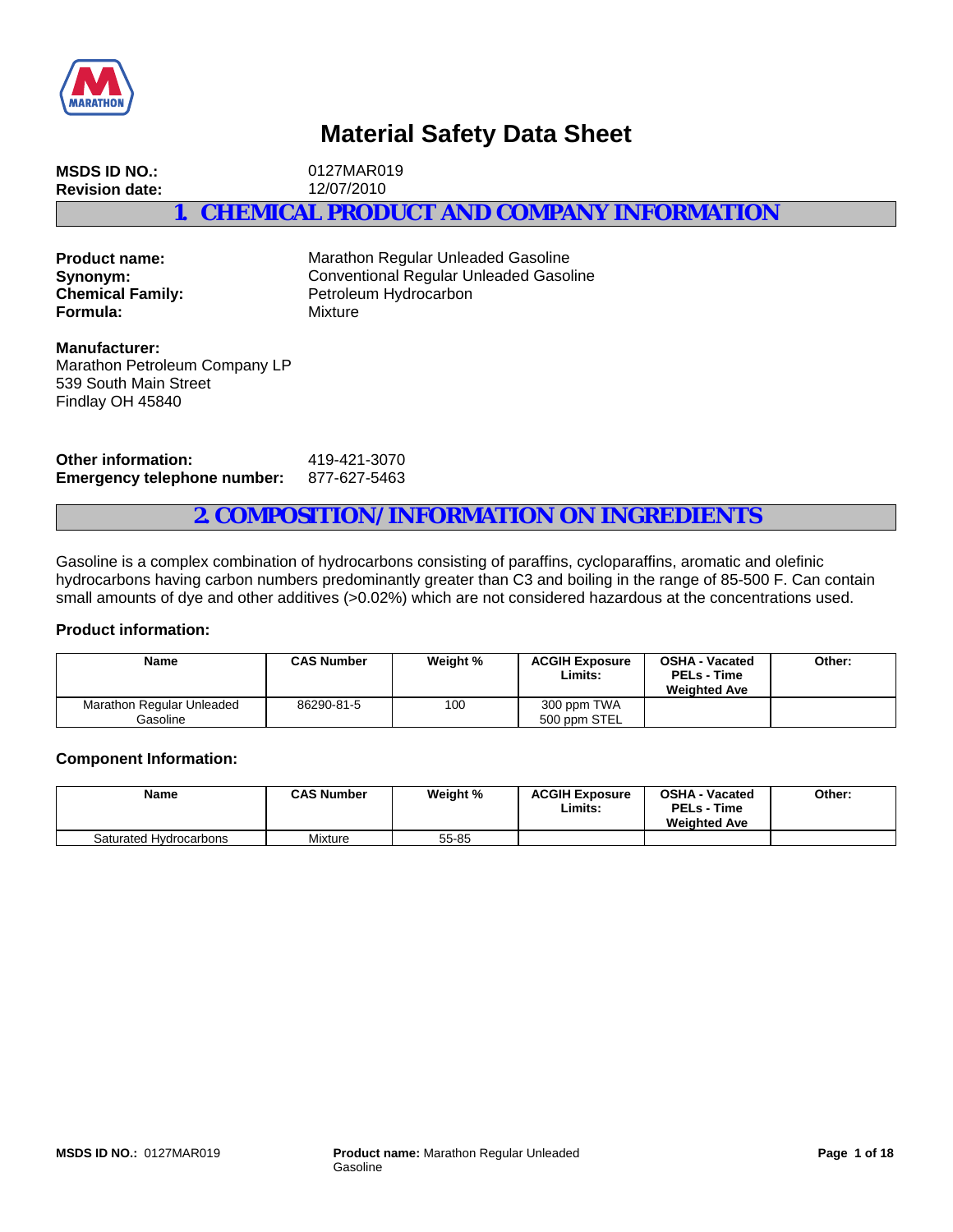# Material Safety Data Sheet

**MSDS ID NO.:** 0127MAR019
**Revision date:** 12/07/2010

## 1. CHEMICAL PRODUCT AND COMPANY INFORMATION

**Product name:** Marathon Regular Unleaded Gasoline
**Synonym:** Conventional Regular Unleaded Gasoline
**Chemical Family:** Petroleum Hydrocarbon
**Formula:** Mixture

**Manufacturer:**
Marathon Petroleum Company LP
539 South Main Street
Findlay OH 45840

**Other information:** 419-421-3070
**Emergency telephone number:** 877-627-5463

## 2. COMPOSITION/INFORMATION ON INGREDIENTS

Gasoline is a complex combination of hydrocarbons consisting of paraffins, cycloparaffins, aromatic and olefinic hydrocarbons having carbon numbers predominantly greater than C3 and boiling in the range of 85-500 F. Can contain small amounts of dye and other additives (>0.02%) which are not considered hazardous at the concentrations used.

### Product information:

| Name | CAS Number | Weight % | ACGIH Exposure Limits: | OSHA - Vacated PELs - Time Weighted Ave | Other: |
|---|---|---|---|---|---|
| Marathon Regular Unleaded Gasoline | 86290-81-5 | 100 | 300 ppm TWA<br>500 ppm STEL | | |

### Component Information:

| Name | CAS Number | Weight % | ACGIH Exposure Limits: | OSHA - Vacated PELs - Time Weighted Ave | Other: |
|---|---|---|---|---|---|
| Saturated Hydrocarbons | Mixture | 55-85 | | | |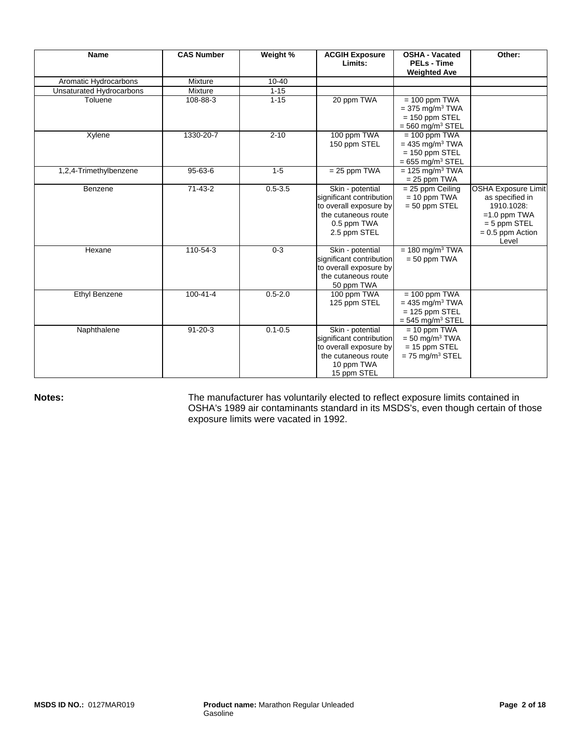| Name | CAS Number | Weight % | ACGIH Exposure Limits: | OSHA - Vacated PELs - Time Weighted Ave | Other: |
|---|---|---|---|---|---|
| Aromatic Hydrocarbons | Mixture | 10-40 | | | |
| Unsaturated Hydrocarbons | Mixture | 1-15 | | | |
| Toluene | 108-88-3 | 1-15 | 20 ppm TWA | = 100 ppm TWA<br>= 375 mg/m$^3$ TWA<br>= 150 ppm STEL<br>= 560 mg/m$^3$ STEL | |
| Xylene | 1330-20-7 | 2-10 | 100 ppm TWA<br>150 ppm STEL | = 100 ppm TWA<br>= 435 mg/m$^3$ TWA<br>= 150 ppm STEL<br>= 655 mg/m$^3$ STEL | |
| 1,2,4-Trimethylbenzene | 95-63-6 | 1-5 | = 25 ppm TWA | = 125 mg/m$^3$ TWA<br>= 25 ppm TWA | |
| Benzene | 71-43-2 | 0.5-3.5 | Skin - potential significant contribution to overall exposure by the cutaneous route<br>0.5 ppm TWA<br>2.5 ppm STEL | = 25 ppm Ceiling<br>= 10 ppm TWA<br>= 50 ppm STEL | OSHA Exposure Limit as specified in 1910.1028:<br>=1.0 ppm TWA<br>= 5 ppm STEL<br>= 0.5 ppm Action Level |
| Hexane | 110-54-3 | 0-3 | Skin - potential significant contribution to overall exposure by the cutaneous route<br>50 ppm TWA | = 180 mg/m$^3$ TWA<br>= 50 ppm TWA | |
| Ethyl Benzene | 100-41-4 | 0.5-2.0 | 100 ppm TWA<br>125 ppm STEL | = 100 ppm TWA<br>= 435 mg/m$^3$ TWA<br>= 125 ppm STEL<br>= 545 mg/m$^3$ STEL | |
| Naphthalene | 91-20-3 | 0.1-0.5 | Skin - potential significant contribution to overall exposure by the cutaneous route<br>10 ppm TWA<br>15 ppm STEL | = 10 ppm TWA<br>= 50 mg/m$^3$ TWA<br>= 15 ppm STEL<br>= 75 mg/m$^3$ STEL | |

**Notes:** The manufacturer has voluntarily elected to reflect exposure limits contained in OSHA's 1989 air contaminants standard in its MSDS's, even though certain of those exposure limits were vacated in 1992.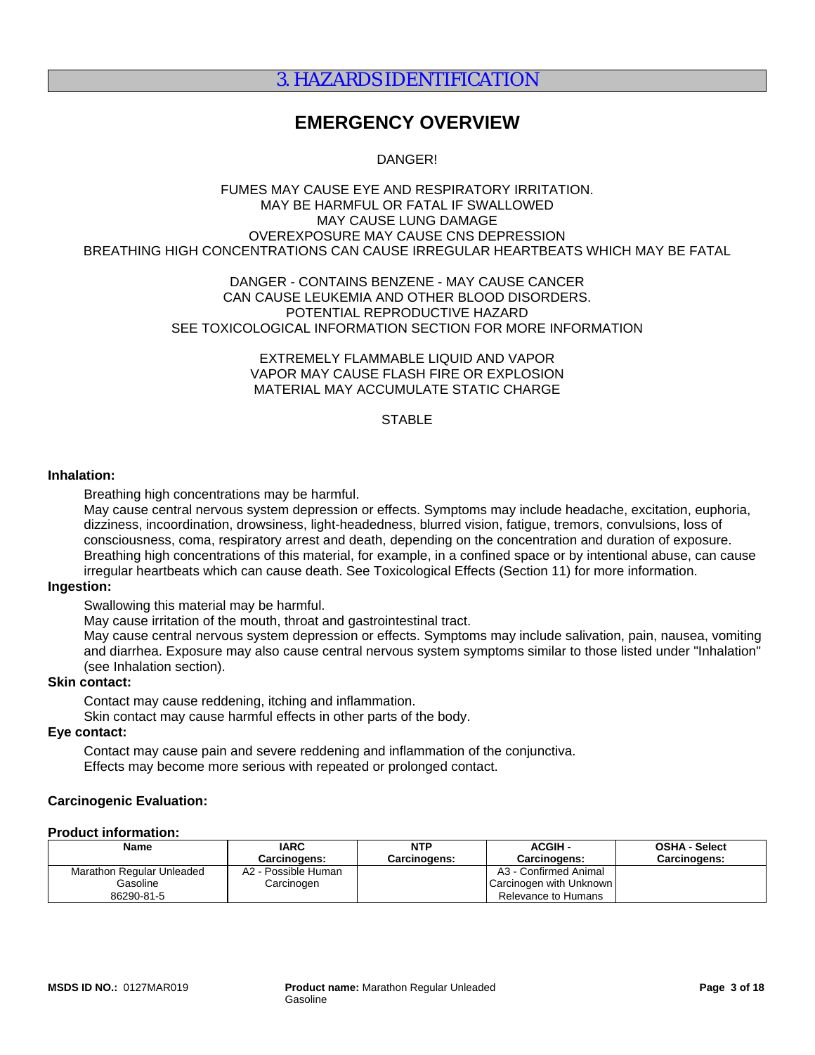# 3. HAZARDS IDENTIFICATION

## EMERGENCY OVERVIEW

DANGER!

FUMES MAY CAUSE EYE AND RESPIRATORY IRRITATION.
MAY BE HARMFUL OR FATAL IF SWALLOWED
MAY CAUSE LUNG DAMAGE
OVEREXPOSURE MAY CAUSE CNS DEPRESSION
BREATHING HIGH CONCENTRATIONS CAN CAUSE IRREGULAR HEARTBEATS WHICH MAY BE FATAL

DANGER - CONTAINS BENZENE - MAY CAUSE CANCER
CAN CAUSE LEUKEMIA AND OTHER BLOOD DISORDERS.
POTENTIAL REPRODUCTIVE HAZARD
SEE TOXICOLOGICAL INFORMATION SECTION FOR MORE INFORMATION

EXTREMELY FLAMMABLE LIQUID AND VAPOR
VAPOR MAY CAUSE FLASH FIRE OR EXPLOSION
MATERIAL MAY ACCUMULATE STATIC CHARGE

STABLE

**Inhalation:**

Breathing high concentrations may be harmful.
May cause central nervous system depression or effects. Symptoms may include headache, excitation, euphoria, dizziness, incoordination, drowsiness, light-headedness, blurred vision, fatigue, tremors, convulsions, loss of consciousness, coma, respiratory arrest and death, depending on the concentration and duration of exposure. Breathing high concentrations of this material, for example, in a confined space or by intentional abuse, can cause irregular heartbeats which can cause death. See Toxicological Effects (Section 11) for more information.

**Ingestion:**

Swallowing this material may be harmful.
May cause irritation of the mouth, throat and gastrointestinal tract.
May cause central nervous system depression or effects. Symptoms may include salivation, pain, nausea, vomiting and diarrhea. Exposure may also cause central nervous system symptoms similar to those listed under "Inhalation" (see Inhalation section).

**Skin contact:**

Contact may cause reddening, itching and inflammation.
Skin contact may cause harmful effects in other parts of the body.

**Eye contact:**

Contact may cause pain and severe reddening and inflammation of the conjunctiva.
Effects may become more serious with repeated or prolonged contact.

**Carcinogenic Evaluation:**

**Product information:**

| Name | IARC Carcinogens: | NTP Carcinogens: | ACGIH - Carcinogens: | OSHA - Select Carcinogens: |
|---|---|---|---|---|
| Marathon Regular Unleaded Gasoline 86290-81-5 | A2 - Possible Human Carcinogen | | A3 - Confirmed Animal Carcinogen with Unknown Relevance to Humans | |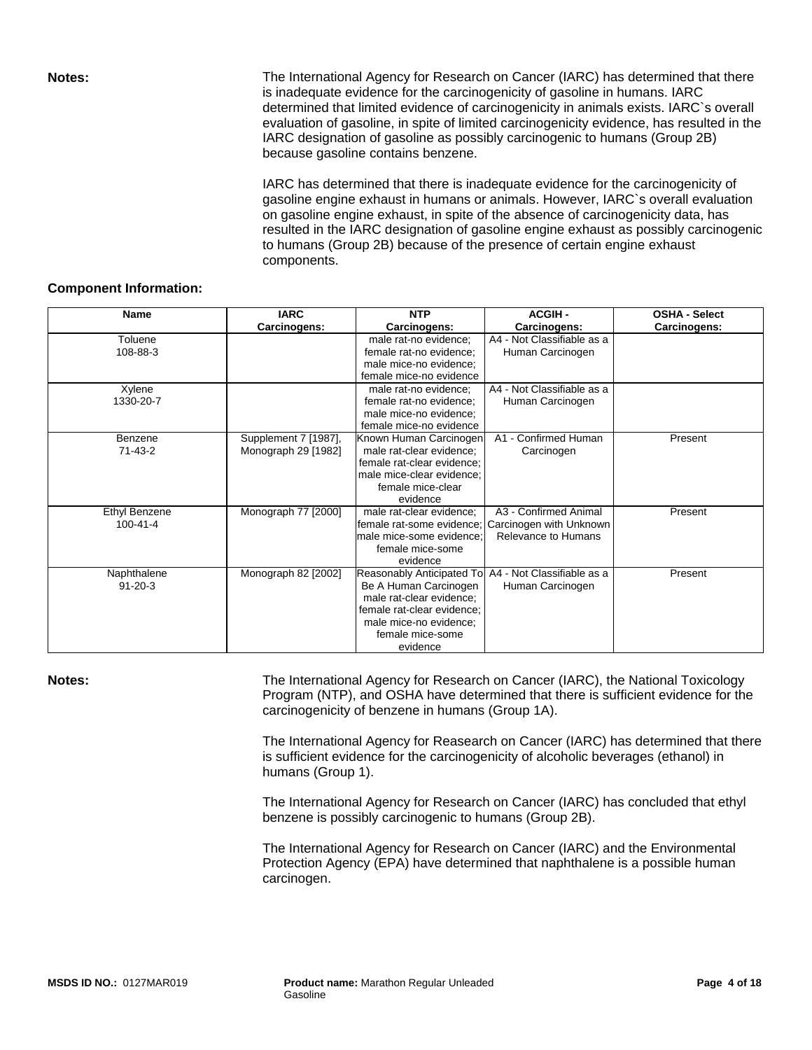**Notes:** The International Agency for Research on Cancer (IARC) has determined that there is inadequate evidence for the carcinogenicity of gasoline in humans. IARC determined that limited evidence of carcinogenicity in animals exists. IARC`s overall evaluation of gasoline, in spite of limited carcinogenicity evidence, has resulted in the IARC designation of gasoline as possibly carcinogenic to humans (Group 2B) because gasoline contains benzene.

IARC has determined that there is inadequate evidence for the carcinogenicity of gasoline engine exhaust in humans or animals. However, IARC`s overall evaluation on gasoline engine exhaust, in spite of the absence of carcinogenicity data, has resulted in the IARC designation of gasoline engine exhaust as possibly carcinogenic to humans (Group 2B) because of the presence of certain engine exhaust components.

**Component Information:**

| Name | IARC Carcinogens: | NTP Carcinogens: | ACGIH - Carcinogens: | OSHA - Select Carcinogens: |
|---|---|---|---|---|
| Toluene 108-88-3 | | male rat-no evidence; female rat-no evidence; male mice-no evidence; female mice-no evidence | A4 - Not Classifiable as a Human Carcinogen | |
| Xylene 1330-20-7 | | male rat-no evidence; female rat-no evidence; male mice-no evidence; female mice-no evidence | A4 - Not Classifiable as a Human Carcinogen | |
| Benzene 71-43-2 | Supplement 7 [1987], Monograph 29 [1982] | Known Human Carcinogen male rat-clear evidence; female rat-clear evidence; male mice-clear evidence; female mice-clear evidence | A1 - Confirmed Human Carcinogen | Present |
| Ethyl Benzene 100-41-4 | Monograph 77 [2000] | male rat-clear evidence; female rat-some evidence; male mice-some evidence; female mice-some evidence | A3 - Confirmed Animal Carcinogen with Unknown Relevance to Humans | Present |
| Naphthalene 91-20-3 | Monograph 82 [2002] | Reasonably Anticipated To Be A Human Carcinogen male rat-clear evidence; female rat-clear evidence; male mice-no evidence; female mice-some evidence | A4 - Not Classifiable as a Human Carcinogen | Present |

**Notes:** The International Agency for Research on Cancer (IARC), the National Toxicology Program (NTP), and OSHA have determined that there is sufficient evidence for the carcinogenicity of benzene in humans (Group 1A).

The International Agency for Reasearch on Cancer (IARC) has determined that there is sufficient evidence for the carcinogenicity of alcoholic beverages (ethanol) in humans (Group 1).

The International Agency for Research on Cancer (IARC) has concluded that ethyl benzene is possibly carcinogenic to humans (Group 2B).

The International Agency for Research on Cancer (IARC) and the Environmental Protection Agency (EPA) have determined that naphthalene is a possible human carcinogen.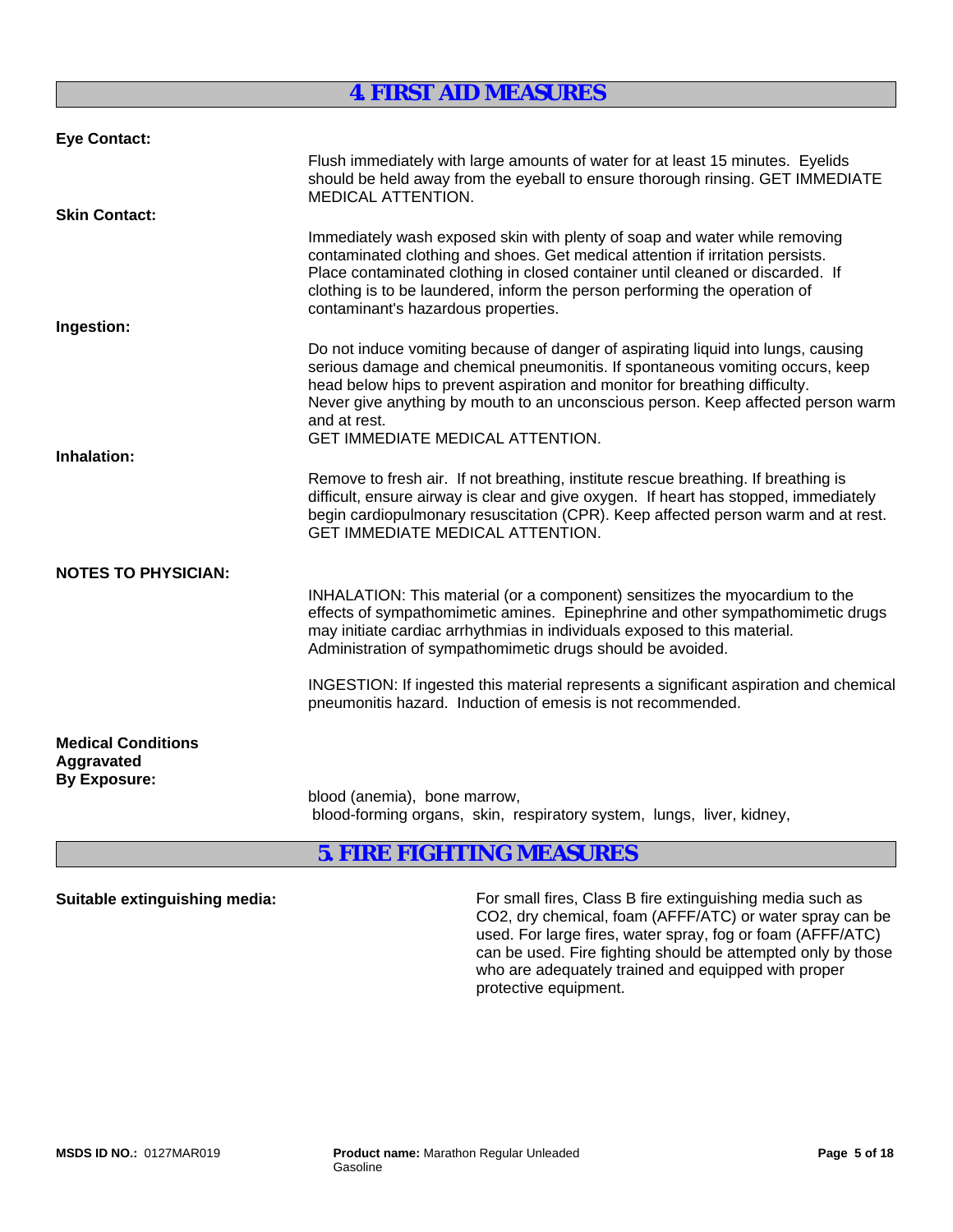## 4. FIRST AID MEASURES

**Eye Contact:**

Flush immediately with large amounts of water for at least 15 minutes. Eyelids should be held away from the eyeball to ensure thorough rinsing. GET IMMEDIATE MEDICAL ATTENTION.

**Skin Contact:**

Immediately wash exposed skin with plenty of soap and water while removing contaminated clothing and shoes. Get medical attention if irritation persists. Place contaminated clothing in closed container until cleaned or discarded. If clothing is to be laundered, inform the person performing the operation of contaminant's hazardous properties.

**Ingestion:**

Do not induce vomiting because of danger of aspirating liquid into lungs, causing serious damage and chemical pneumonitis. If spontaneous vomiting occurs, keep head below hips to prevent aspiration and monitor for breathing difficulty.
Never give anything by mouth to an unconscious person. Keep affected person warm and at rest.
GET IMMEDIATE MEDICAL ATTENTION.

**Inhalation:**

Remove to fresh air. If not breathing, institute rescue breathing. If breathing is difficult, ensure airway is clear and give oxygen. If heart has stopped, immediately begin cardiopulmonary resuscitation (CPR). Keep affected person warm and at rest. GET IMMEDIATE MEDICAL ATTENTION.

**NOTES TO PHYSICIAN:**

INHALATION: This material (or a component) sensitizes the myocardium to the effects of sympathomimetic amines. Epinephrine and other sympathomimetic drugs may initiate cardiac arrhythmias in individuals exposed to this material. Administration of sympathomimetic drugs should be avoided.

INGESTION: If ingested this material represents a significant aspiration and chemical pneumonitis hazard. Induction of emesis is not recommended.

**Medical Conditions Aggravated By Exposure:**

blood (anemia), bone marrow,
blood-forming organs, skin, respiratory system, lungs, liver, kidney,

## 5. FIRE FIGHTING MEASURES

**Suitable extinguishing media:**

For small fires, Class B fire extinguishing media such as $CO_2$, dry chemical, foam (AFFF/ATC) or water spray can be used. For large fires, water spray, fog or foam (AFFF/ATC) can be used. Fire fighting should be attempted only by those who are adequately trained and equipped with proper protective equipment.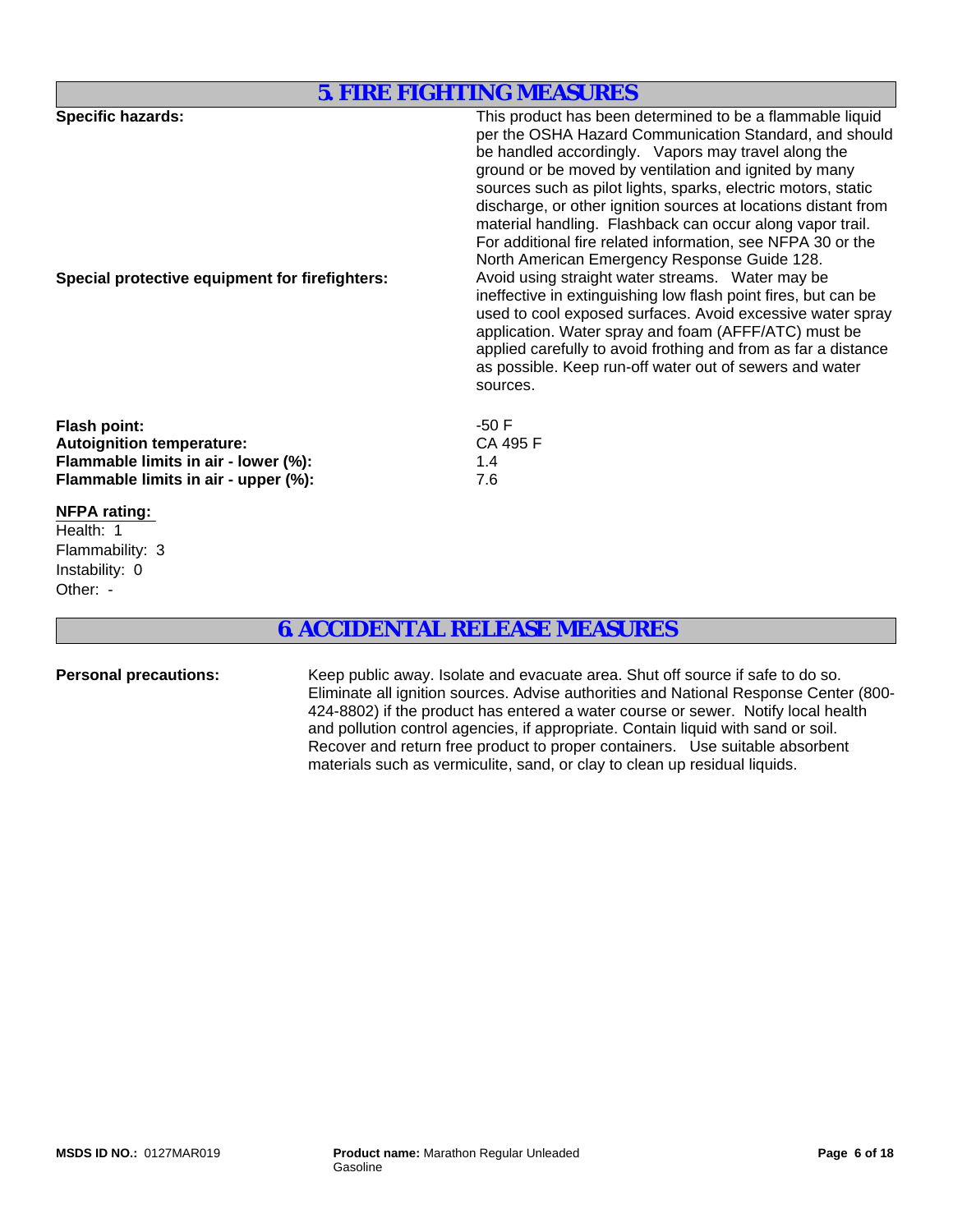## 5. FIRE FIGHTING MEASURES

**Specific hazards:** This product has been determined to be a flammable liquid per the OSHA Hazard Communication Standard, and should be handled accordingly. Vapors may travel along the ground or be moved by ventilation and ignited by many sources such as pilot lights, sparks, electric motors, static discharge, or other ignition sources at locations distant from material handling. Flashback can occur along vapor trail. For additional fire related information, see NFPA 30 or the North American Emergency Response Guide 128.

**Special protective equipment for firefighters:** Avoid using straight water streams. Water may be ineffective in extinguishing low flash point fires, but can be used to cool exposed surfaces. Avoid excessive water spray application. Water spray and foam (AFFF/ATC) must be applied carefully to avoid frothing and from as far a distance as possible. Keep run-off water out of sewers and water sources.

| | |
|---|---|
| **Flash point:** | -50 F |
| **Autoignition temperature:** | CA 495 F |
| **Flammable limits in air - lower (%):** | 1.4 |
| **Flammable limits in air - upper (%):** | 7.6 |

**NFPA rating:**

Health: 1
Flammability: 3
Instability: 0
Other: -

## 6. ACCIDENTAL RELEASE MEASURES

**Personal precautions:** Keep public away. Isolate and evacuate area. Shut off source if safe to do so. Eliminate all ignition sources. Advise authorities and National Response Center (800-424-8802) if the product has entered a water course or sewer. Notify local health and pollution control agencies, if appropriate. Contain liquid with sand or soil. Recover and return free product to proper containers. Use suitable absorbent materials such as vermiculite, sand, or clay to clean up residual liquids.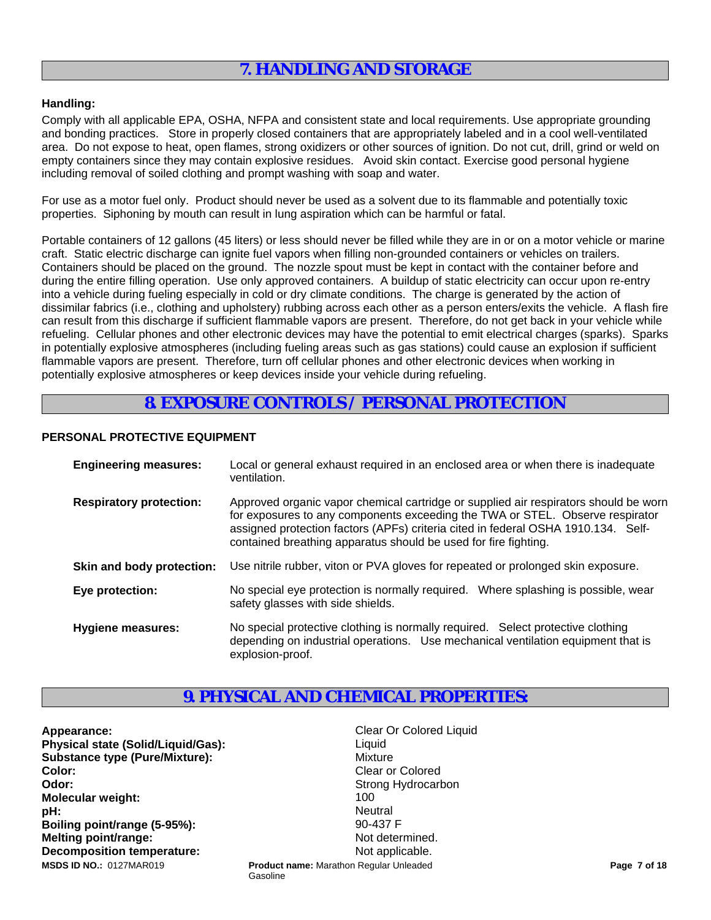## 7. HANDLING AND STORAGE

**Handling:**

Comply with all applicable EPA, OSHA, NFPA and consistent state and local requirements. Use appropriate grounding and bonding practices. Store in properly closed containers that are appropriately labeled and in a cool well-ventilated area. Do not expose to heat, open flames, strong oxidizers or other sources of ignition. Do not cut, drill, grind or weld on empty containers since they may contain explosive residues. Avoid skin contact. Exercise good personal hygiene including removal of soiled clothing and prompt washing with soap and water.

For use as a motor fuel only. Product should never be used as a solvent due to its flammable and potentially toxic properties. Siphoning by mouth can result in lung aspiration which can be harmful or fatal.

Portable containers of 12 gallons (45 liters) or less should never be filled while they are in or on a motor vehicle or marine craft. Static electric discharge can ignite fuel vapors when filling non-grounded containers or vehicles on trailers. Containers should be placed on the ground. The nozzle spout must be kept in contact with the container before and during the entire filling operation. Use only approved containers. A buildup of static electricity can occur upon re-entry into a vehicle during fueling especially in cold or dry climate conditions. The charge is generated by the action of dissimilar fabrics (i.e., clothing and upholstery) rubbing across each other as a person enters/exits the vehicle. A flash fire can result from this discharge if sufficient flammable vapors are present. Therefore, do not get back in your vehicle while refueling. Cellular phones and other electronic devices may have the potential to emit electrical charges (sparks). Sparks in potentially explosive atmospheres (including fueling areas such as gas stations) could cause an explosion if sufficient flammable vapors are present. Therefore, turn off cellular phones and other electronic devices when working in potentially explosive atmospheres or keep devices inside your vehicle during refueling.

## 8. EXPOSURE CONTROLS / PERSONAL PROTECTION

**PERSONAL PROTECTIVE EQUIPMENT**

**Engineering measures:** Local or general exhaust required in an enclosed area or when there is inadequate ventilation.

**Respiratory protection:** Approved organic vapor chemical cartridge or supplied air respirators should be worn for exposures to any components exceeding the TWA or STEL. Observe respirator assigned protection factors (APFs) criteria cited in federal OSHA 1910.134. Self-contained breathing apparatus should be used for fire fighting.

**Skin and body protection:** Use nitrile rubber, viton or PVA gloves for repeated or prolonged skin exposure.

**Eye protection:** No special eye protection is normally required. Where splashing is possible, wear safety glasses with side shields.

**Hygiene measures:** No special protective clothing is normally required. Select protective clothing depending on industrial operations. Use mechanical ventilation equipment that is explosion-proof.

## 9. PHYSICAL AND CHEMICAL PROPERTIES:

**Appearance:** Clear Or Colored Liquid
**Physical state (Solid/Liquid/Gas):** Liquid
**Substance type (Pure/Mixture):** Mixture
**Color:** Clear or Colored
**Odor:** Strong Hydrocarbon
**Molecular weight:** 100
**pH:** Neutral
**Boiling point/range (5-95%):** 90-437 F
**Melting point/range:** Not determined.
**Decomposition temperature:** Not applicable.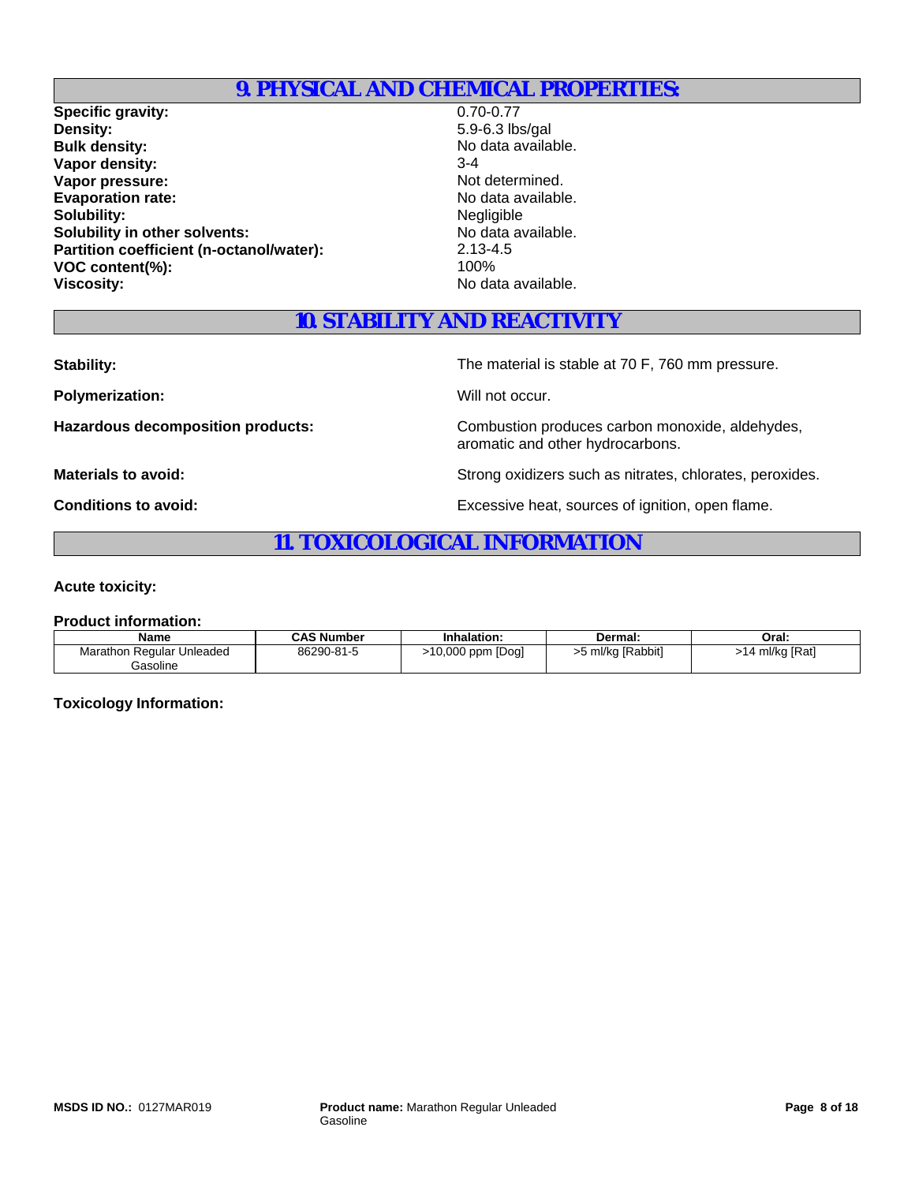## 9. PHYSICAL AND CHEMICAL PROPERTIES:

**Specific gravity:** 0.70-0.77
**Density:** 5.9-6.3 lbs/gal
**Bulk density:** No data available.
**Vapor density:** 3-4
**Vapor pressure:** Not determined.
**Evaporation rate:** No data available.
**Solubility:** Negligible
**Solubility in other solvents:** No data available.
**Partition coefficient (n-octanol/water):** 2.13-4.5
**VOC content(%):** 100%
**Viscosity:** No data available.

## 10. STABILITY AND REACTIVITY

**Stability:** The material is stable at 70 F, 760 mm pressure.

**Polymerization:** Will not occur.

**Hazardous decomposition products:** Combustion produces carbon monoxide, aldehydes, aromatic and other hydrocarbons.

**Materials to avoid:** Strong oxidizers such as nitrates, chlorates, peroxides.

**Conditions to avoid:** Excessive heat, sources of ignition, open flame.

## 11. TOXICOLOGICAL INFORMATION

**Acute toxicity:**

**Product information:**

| Name | CAS Number | Inhalation: | Dermal: | Oral: |
|---|---|---|---|---|
| Marathon Regular Unleaded Gasoline | 86290-81-5 | >10,000 ppm [Dog] | >5 ml/kg [Rabbit] | >14 ml/kg [Rat] |

**Toxicology Information:**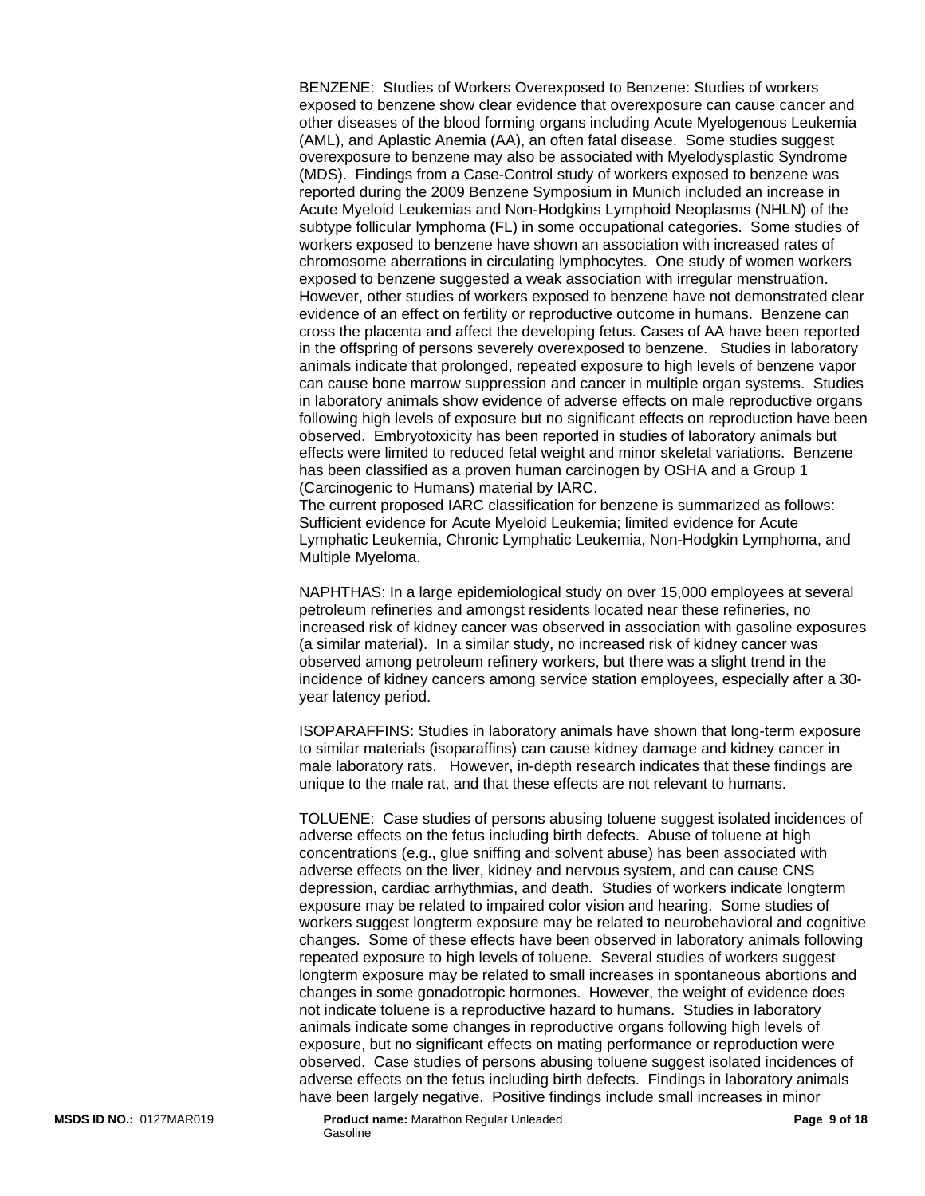BENZENE: Studies of Workers Overexposed to Benzene: Studies of workers exposed to benzene show clear evidence that overexposure can cause cancer and other diseases of the blood forming organs including Acute Myelogenous Leukemia (AML), and Aplastic Anemia (AA), an often fatal disease. Some studies suggest overexposure to benzene may also be associated with Myelodysplastic Syndrome (MDS). Findings from a Case-Control study of workers exposed to benzene was reported during the 2009 Benzene Symposium in Munich included an increase in Acute Myeloid Leukemias and Non-Hodgkins Lymphoid Neoplasms (NHLN) of the subtype follicular lymphoma (FL) in some occupational categories. Some studies of workers exposed to benzene have shown an association with increased rates of chromosome aberrations in circulating lymphocytes. One study of women workers exposed to benzene suggested a weak association with irregular menstruation. However, other studies of workers exposed to benzene have not demonstrated clear evidence of an effect on fertility or reproductive outcome in humans. Benzene can cross the placenta and affect the developing fetus. Cases of AA have been reported in the offspring of persons severely overexposed to benzene. Studies in laboratory animals indicate that prolonged, repeated exposure to high levels of benzene vapor can cause bone marrow suppression and cancer in multiple organ systems. Studies in laboratory animals show evidence of adverse effects on male reproductive organs following high levels of exposure but no significant effects on reproduction have been observed. Embryotoxicity has been reported in studies of laboratory animals but effects were limited to reduced fetal weight and minor skeletal variations. Benzene has been classified as a proven human carcinogen by OSHA and a Group 1 (Carcinogenic to Humans) material by IARC.
The current proposed IARC classification for benzene is summarized as follows: Sufficient evidence for Acute Myeloid Leukemia; limited evidence for Acute Lymphatic Leukemia, Chronic Lymphatic Leukemia, Non-Hodgkin Lymphoma, and Multiple Myeloma.

NAPHTHAS: In a large epidemiological study on over 15,000 employees at several petroleum refineries and amongst residents located near these refineries, no increased risk of kidney cancer was observed in association with gasoline exposures (a similar material). In a similar study, no increased risk of kidney cancer was observed among petroleum refinery workers, but there was a slight trend in the incidence of kidney cancers among service station employees, especially after a 30-year latency period.

ISOPARAFFINS: Studies in laboratory animals have shown that long-term exposure to similar materials (isoparaffins) can cause kidney damage and kidney cancer in male laboratory rats. However, in-depth research indicates that these findings are unique to the male rat, and that these effects are not relevant to humans.

TOLUENE: Case studies of persons abusing toluene suggest isolated incidences of adverse effects on the fetus including birth defects. Abuse of toluene at high concentrations (e.g., glue sniffing and solvent abuse) has been associated with adverse effects on the liver, kidney and nervous system, and can cause CNS depression, cardiac arrhythmias, and death. Studies of workers indicate longterm exposure may be related to impaired color vision and hearing. Some studies of workers suggest longterm exposure may be related to neurobehavioral and cognitive changes. Some of these effects have been observed in laboratory animals following repeated exposure to high levels of toluene. Several studies of workers suggest longterm exposure may be related to small increases in spontaneous abortions and changes in some gonadotropic hormones. However, the weight of evidence does not indicate toluene is a reproductive hazard to humans. Studies in laboratory animals indicate some changes in reproductive organs following high levels of exposure, but no significant effects on mating performance or reproduction were observed. Case studies of persons abusing toluene suggest isolated incidences of adverse effects on the fetus including birth defects. Findings in laboratory animals have been largely negative. Positive findings include small increases in minor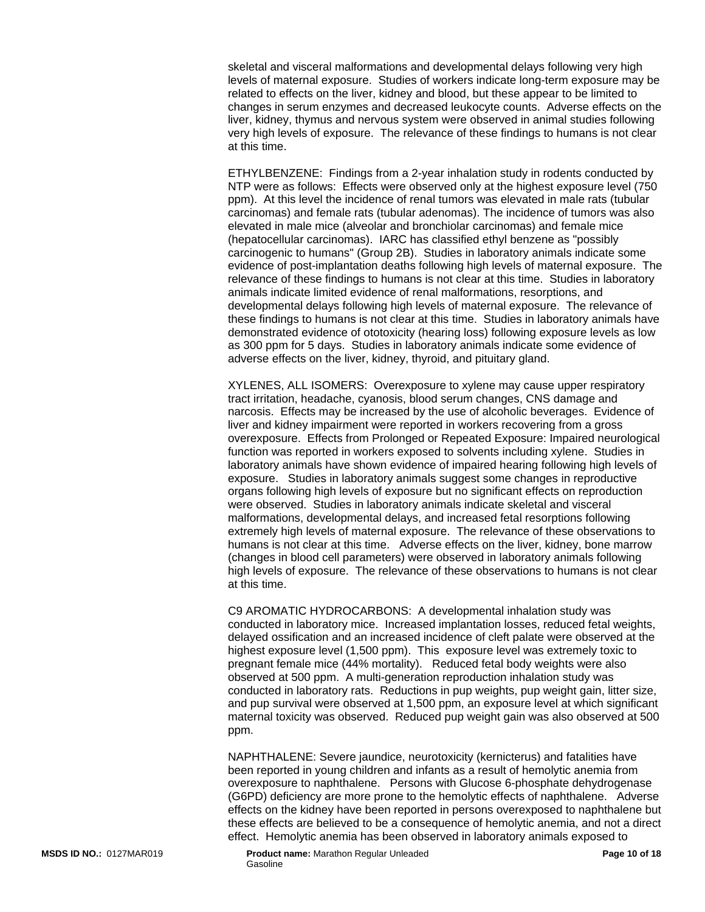skeletal and visceral malformations and developmental delays following very high levels of maternal exposure. Studies of workers indicate long-term exposure may be related to effects on the liver, kidney and blood, but these appear to be limited to changes in serum enzymes and decreased leukocyte counts. Adverse effects on the liver, kidney, thymus and nervous system were observed in animal studies following very high levels of exposure. The relevance of these findings to humans is not clear at this time.

ETHYLBENZENE: Findings from a 2-year inhalation study in rodents conducted by NTP were as follows: Effects were observed only at the highest exposure level (750 ppm). At this level the incidence of renal tumors was elevated in male rats (tubular carcinomas) and female rats (tubular adenomas). The incidence of tumors was also elevated in male mice (alveolar and bronchiolar carcinomas) and female mice (hepatocellular carcinomas). IARC has classified ethyl benzene as "possibly carcinogenic to humans" (Group 2B). Studies in laboratory animals indicate some evidence of post-implantation deaths following high levels of maternal exposure. The relevance of these findings to humans is not clear at this time. Studies in laboratory animals indicate limited evidence of renal malformations, resorptions, and developmental delays following high levels of maternal exposure. The relevance of these findings to humans is not clear at this time. Studies in laboratory animals have demonstrated evidence of ototoxicity (hearing loss) following exposure levels as low as 300 ppm for 5 days. Studies in laboratory animals indicate some evidence of adverse effects on the liver, kidney, thyroid, and pituitary gland.

XYLENES, ALL ISOMERS: Overexposure to xylene may cause upper respiratory tract irritation, headache, cyanosis, blood serum changes, CNS damage and narcosis. Effects may be increased by the use of alcoholic beverages. Evidence of liver and kidney impairment were reported in workers recovering from a gross overexposure. Effects from Prolonged or Repeated Exposure: Impaired neurological function was reported in workers exposed to solvents including xylene. Studies in laboratory animals have shown evidence of impaired hearing following high levels of exposure. Studies in laboratory animals suggest some changes in reproductive organs following high levels of exposure but no significant effects on reproduction were observed. Studies in laboratory animals indicate skeletal and visceral malformations, developmental delays, and increased fetal resorptions following extremely high levels of maternal exposure. The relevance of these observations to humans is not clear at this time. Adverse effects on the liver, kidney, bone marrow (changes in blood cell parameters) were observed in laboratory animals following high levels of exposure. The relevance of these observations to humans is not clear at this time.

C9 AROMATIC HYDROCARBONS: A developmental inhalation study was conducted in laboratory mice. Increased implantation losses, reduced fetal weights, delayed ossification and an increased incidence of cleft palate were observed at the highest exposure level (1,500 ppm). This exposure level was extremely toxic to pregnant female mice (44% mortality). Reduced fetal body weights were also observed at 500 ppm. A multi-generation reproduction inhalation study was conducted in laboratory rats. Reductions in pup weights, pup weight gain, litter size, and pup survival were observed at 1,500 ppm, an exposure level at which significant maternal toxicity was observed. Reduced pup weight gain was also observed at 500 ppm.

NAPHTHALENE: Severe jaundice, neurotoxicity (kernicterus) and fatalities have been reported in young children and infants as a result of hemolytic anemia from overexposure to naphthalene. Persons with Glucose 6-phosphate dehydrogenase (G6PD) deficiency are more prone to the hemolytic effects of naphthalene. Adverse effects on the kidney have been reported in persons overexposed to naphthalene but these effects are believed to be a consequence of hemolytic anemia, and not a direct effect. Hemolytic anemia has been observed in laboratory animals exposed to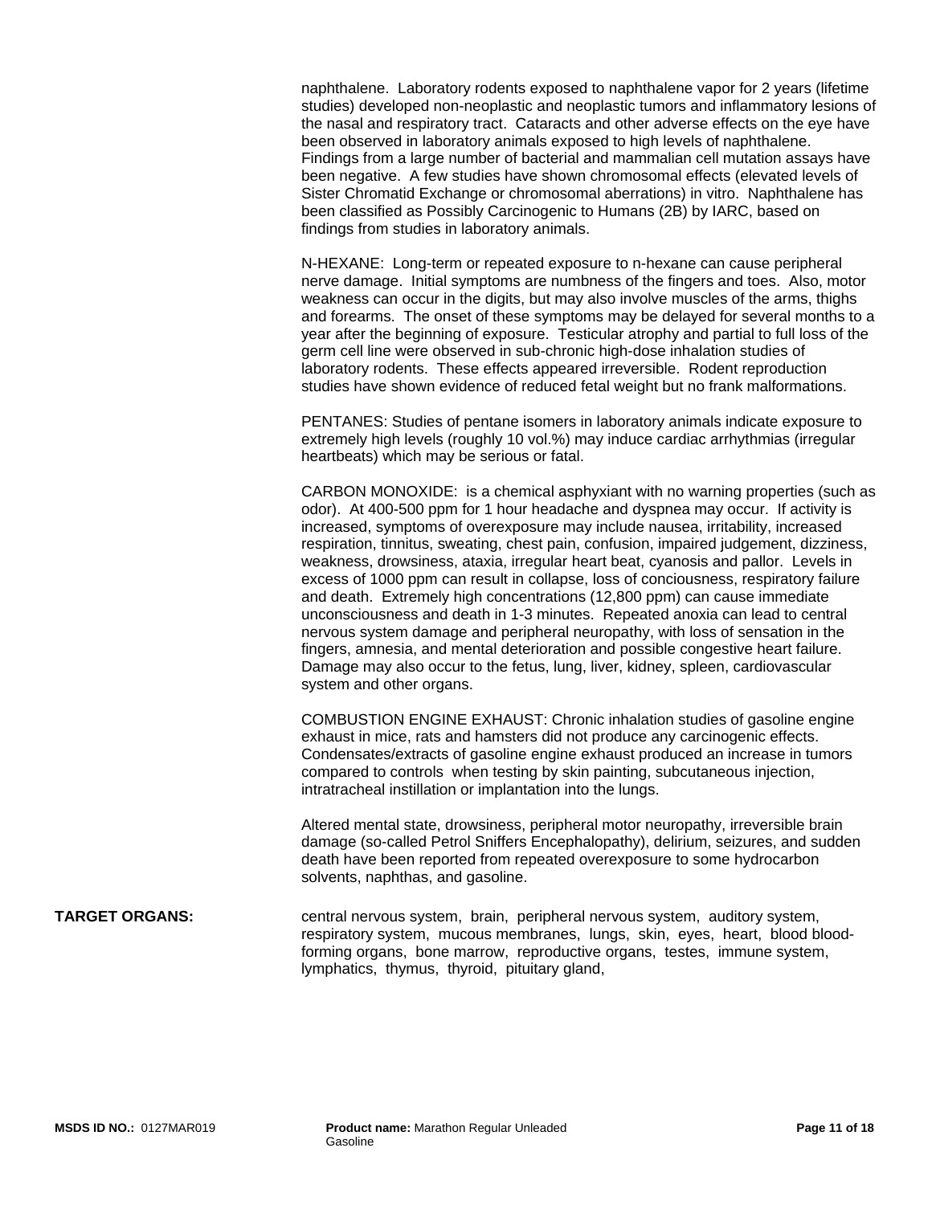naphthalene. Laboratory rodents exposed to naphthalene vapor for 2 years (lifetime studies) developed non-neoplastic and neoplastic tumors and inflammatory lesions of the nasal and respiratory tract. Cataracts and other adverse effects on the eye have been observed in laboratory animals exposed to high levels of naphthalene. Findings from a large number of bacterial and mammalian cell mutation assays have been negative. A few studies have shown chromosomal effects (elevated levels of Sister Chromatid Exchange or chromosomal aberrations) in vitro. Naphthalene has been classified as Possibly Carcinogenic to Humans (2B) by IARC, based on findings from studies in laboratory animals.

N-HEXANE: Long-term or repeated exposure to n-hexane can cause peripheral nerve damage. Initial symptoms are numbness of the fingers and toes. Also, motor weakness can occur in the digits, but may also involve muscles of the arms, thighs and forearms. The onset of these symptoms may be delayed for several months to a year after the beginning of exposure. Testicular atrophy and partial to full loss of the germ cell line were observed in sub-chronic high-dose inhalation studies of laboratory rodents. These effects appeared irreversible. Rodent reproduction studies have shown evidence of reduced fetal weight but no frank malformations.

PENTANES: Studies of pentane isomers in laboratory animals indicate exposure to extremely high levels (roughly 10 vol.%) may induce cardiac arrhythmias (irregular heartbeats) which may be serious or fatal.

CARBON MONOXIDE: is a chemical asphyxiant with no warning properties (such as odor). At 400-500 ppm for 1 hour headache and dyspnea may occur. If activity is increased, symptoms of overexposure may include nausea, irritability, increased respiration, tinnitus, sweating, chest pain, confusion, impaired judgement, dizziness, weakness, drowsiness, ataxia, irregular heart beat, cyanosis and pallor. Levels in excess of 1000 ppm can result in collapse, loss of conciousness, respiratory failure and death. Extremely high concentrations (12,800 ppm) can cause immediate unconsciousness and death in 1-3 minutes. Repeated anoxia can lead to central nervous system damage and peripheral neuropathy, with loss of sensation in the fingers, amnesia, and mental deterioration and possible congestive heart failure. Damage may also occur to the fetus, lung, liver, kidney, spleen, cardiovascular system and other organs.

COMBUSTION ENGINE EXHAUST: Chronic inhalation studies of gasoline engine exhaust in mice, rats and hamsters did not produce any carcinogenic effects. Condensates/extracts of gasoline engine exhaust produced an increase in tumors compared to controls when testing by skin painting, subcutaneous injection, intratracheal instillation or implantation into the lungs.

Altered mental state, drowsiness, peripheral motor neuropathy, irreversible brain damage (so-called Petrol Sniffers Encephalopathy), delirium, seizures, and sudden death have been reported from repeated overexposure to some hydrocarbon solvents, naphthas, and gasoline.

**TARGET ORGANS:** central nervous system, brain, peripheral nervous system, auditory system, respiratory system, mucous membranes, lungs, skin, eyes, heart, blood blood-forming organs, bone marrow, reproductive organs, testes, immune system, lymphatics, thymus, thyroid, pituitary gland,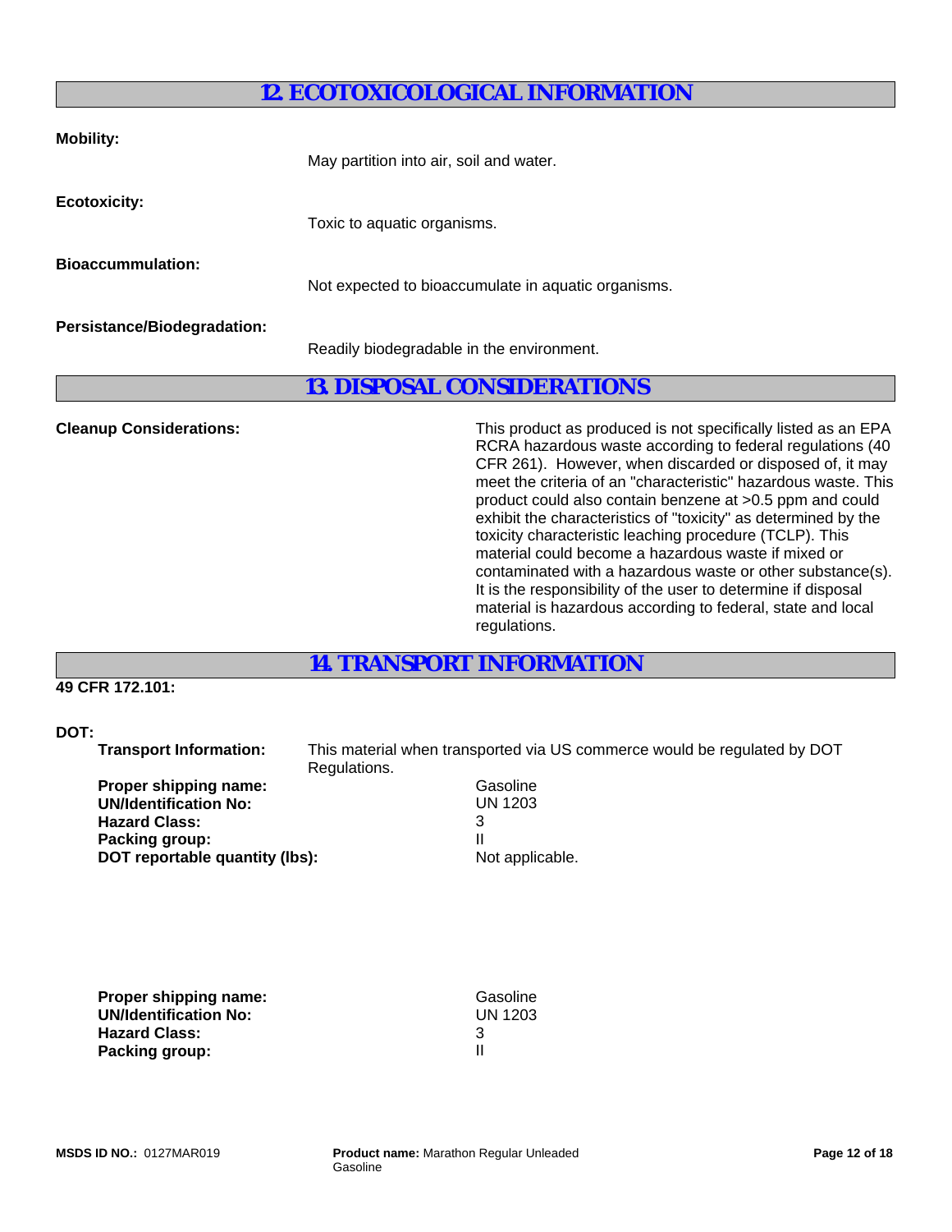## 12. ECOTOXICOLOGICAL INFORMATION

**Mobility:**

May partition into air, soil and water.

**Ecotoxicity:**

Toxic to aquatic organisms.

**Bioaccummulation:**

Not expected to bioaccumulate in aquatic organisms.

**Persistance/Biodegradation:**

Readily biodegradable in the environment.

## 13. DISPOSAL CONSIDERATIONS

**Cleanup Considerations:**

This product as produced is not specifically listed as an EPA RCRA hazardous waste according to federal regulations (40 CFR 261). However, when discarded or disposed of, it may meet the criteria of an "characteristic" hazardous waste. This product could also contain benzene at >0.5 ppm and could exhibit the characteristics of "toxicity" as determined by the toxicity characteristic leaching procedure (TCLP). This material could become a hazardous waste if mixed or contaminated with a hazardous waste or other substance(s). It is the responsibility of the user to determine if disposal material is hazardous according to federal, state and local regulations.

## 14. TRANSPORT INFORMATION

**49 CFR 172.101:**

**DOT:**

**Transport Information:** This material when transported via US commerce would be regulated by DOT Regulations.

**Proper shipping name:** Gasoline
**UN/Identification No:** UN 1203
**Hazard Class:** 3
**Packing group:** II
**DOT reportable quantity (lbs):** Not applicable.

**Proper shipping name:** Gasoline
**UN/Identification No:** UN 1203
**Hazard Class:** 3
**Packing group:** II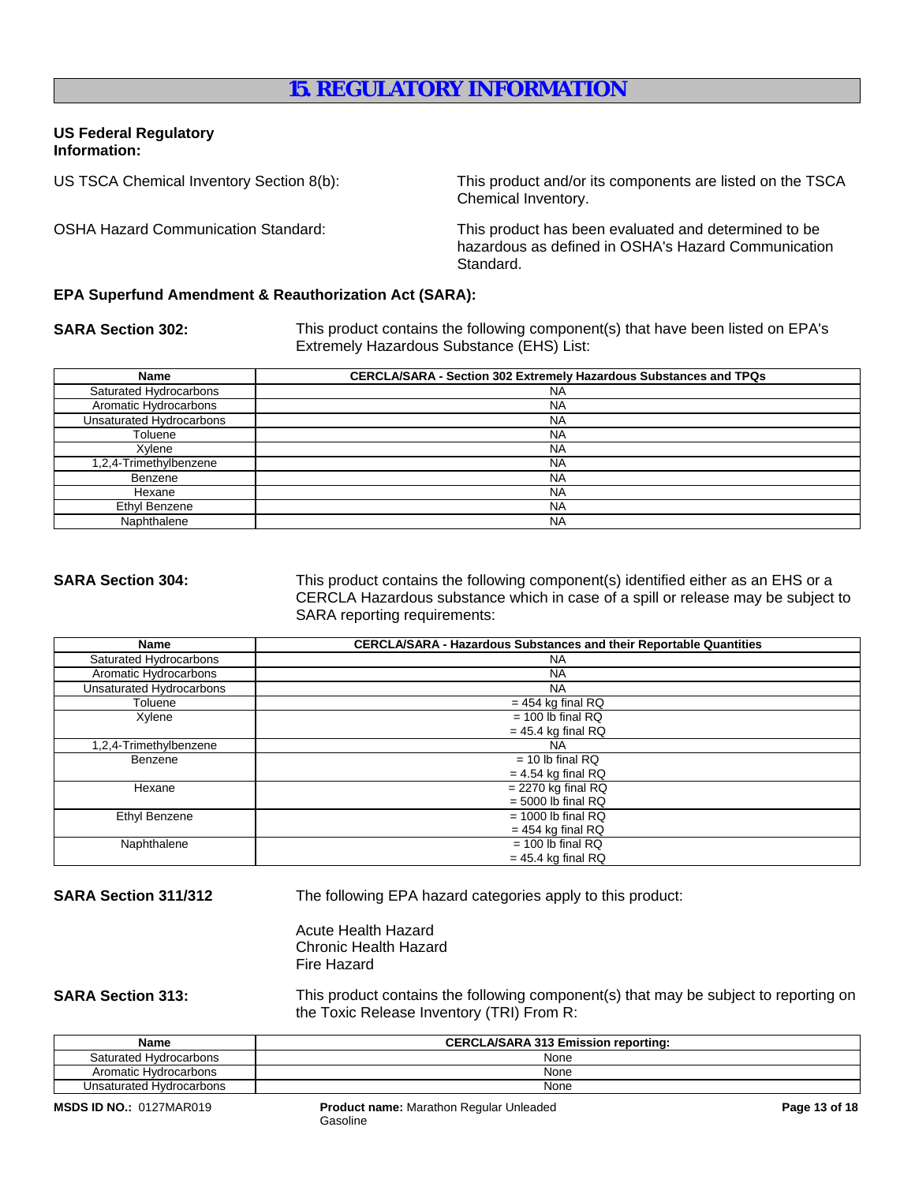# 15. REGULATORY INFORMATION

**US Federal Regulatory Information:**

US TSCA Chemical Inventory Section 8(b): This product and/or its components are listed on the TSCA Chemical Inventory.

OSHA Hazard Communication Standard: This product has been evaluated and determined to be hazardous as defined in OSHA's Hazard Communication Standard.

**EPA Superfund Amendment & Reauthorization Act (SARA):**

**SARA Section 302:** This product contains the following component(s) that have been listed on EPA's Extremely Hazardous Substance (EHS) List:

| Name | CERCLA/SARA - Section 302 Extremely Hazardous Substances and TPQs |
|---|---|
| Saturated Hydrocarbons | NA |
| Aromatic Hydrocarbons | NA |
| Unsaturated Hydrocarbons | NA |
| Toluene | NA |
| Xylene | NA |
| 1,2,4-Trimethylbenzene | NA |
| Benzene | NA |
| Hexane | NA |
| Ethyl Benzene | NA |
| Naphthalene | NA |

**SARA Section 304:** This product contains the following component(s) identified either as an EHS or a CERCLA Hazardous substance which in case of a spill or release may be subject to SARA reporting requirements:

| Name | CERCLA/SARA - Hazardous Substances and their Reportable Quantities |
|---|---|
| Saturated Hydrocarbons | NA |
| Aromatic Hydrocarbons | NA |
| Unsaturated Hydrocarbons | NA |
| Toluene | = 454 kg final RQ |
| Xylene | = 100 lb final RQ<br>= 45.4 kg final RQ |
| 1,2,4-Trimethylbenzene | NA |
| Benzene | = 10 lb final RQ<br>= 4.54 kg final RQ |
| Hexane | = 2270 kg final RQ<br>= 5000 lb final RQ |
| Ethyl Benzene | = 1000 lb final RQ<br>= 454 kg final RQ |
| Naphthalene | = 100 lb final RQ<br>= 45.4 kg final RQ |

**SARA Section 311/312** The following EPA hazard categories apply to this product:

Acute Health Hazard
Chronic Health Hazard
Fire Hazard

**SARA Section 313:** This product contains the following component(s) that may be subject to reporting on the Toxic Release Inventory (TRI) From R:

| Name | CERCLA/SARA 313 Emission reporting: |
|---|---|
| Saturated Hydrocarbons | None |
| Aromatic Hydrocarbons | None |
| Unsaturated Hydrocarbons | None |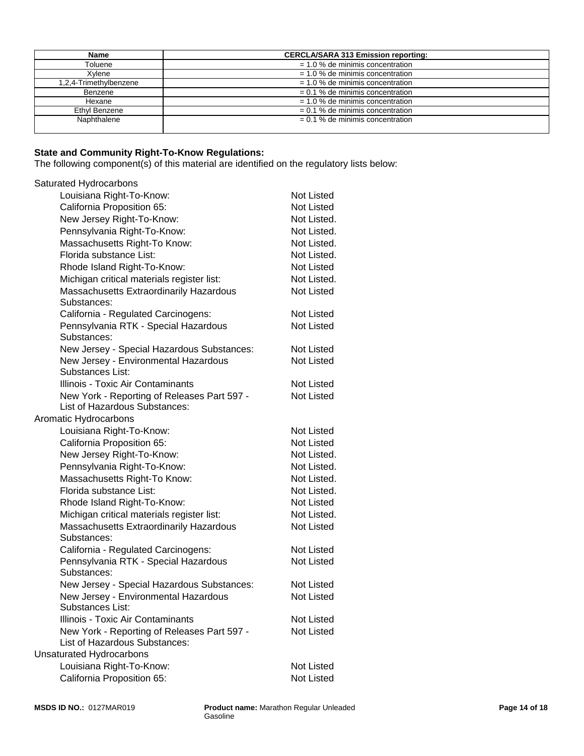| Name | CERCLA/SARA 313 Emission reporting: |
|---|---|
| Toluene | = 1.0 % de minimis concentration |
| Xylene | = 1.0 % de minimis concentration |
| 1,2,4-Trimethylbenzene | = 1.0 % de minimis concentration |
| Benzene | = 0.1 % de minimis concentration |
| Hexane | = 1.0 % de minimis concentration |
| Ethyl Benzene | = 0.1 % de minimis concentration |
| Naphthalene | = 0.1 % de minimis concentration |

**State and Community Right-To-Know Regulations:**
The following component(s) of this material are identified on the regulatory lists below:

Saturated Hydrocarbons

| | |
|---|---|
| Louisiana Right-To-Know: | Not Listed |
| California Proposition 65: | Not Listed |
| New Jersey Right-To-Know: | Not Listed. |
| Pennsylvania Right-To-Know: | Not Listed. |
| Massachusetts Right-To Know: | Not Listed. |
| Florida substance List: | Not Listed. |
| Rhode Island Right-To-Know: | Not Listed |
| Michigan critical materials register list: | Not Listed. |
| Massachusetts Extraordinarily Hazardous Substances: | Not Listed |
| California - Regulated Carcinogens: | Not Listed |
| Pennsylvania RTK - Special Hazardous Substances: | Not Listed |
| New Jersey - Special Hazardous Substances: | Not Listed |
| New Jersey - Environmental Hazardous Substances List: | Not Listed |
| Illinois - Toxic Air Contaminants | Not Listed |
| New York - Reporting of Releases Part 597 - List of Hazardous Substances: | Not Listed |

Aromatic Hydrocarbons

| | |
|---|---|
| Louisiana Right-To-Know: | Not Listed |
| California Proposition 65: | Not Listed |
| New Jersey Right-To-Know: | Not Listed. |
| Pennsylvania Right-To-Know: | Not Listed. |
| Massachusetts Right-To Know: | Not Listed. |
| Florida substance List: | Not Listed. |
| Rhode Island Right-To-Know: | Not Listed |
| Michigan critical materials register list: | Not Listed. |
| Massachusetts Extraordinarily Hazardous Substances: | Not Listed |
| California - Regulated Carcinogens: | Not Listed |
| Pennsylvania RTK - Special Hazardous Substances: | Not Listed |
| New Jersey - Special Hazardous Substances: | Not Listed |
| New Jersey - Environmental Hazardous Substances List: | Not Listed |
| Illinois - Toxic Air Contaminants | Not Listed |
| New York - Reporting of Releases Part 597 - List of Hazardous Substances: | Not Listed |

Unsaturated Hydrocarbons

| | |
|---|---|
| Louisiana Right-To-Know: | Not Listed |
| California Proposition 65: | Not Listed |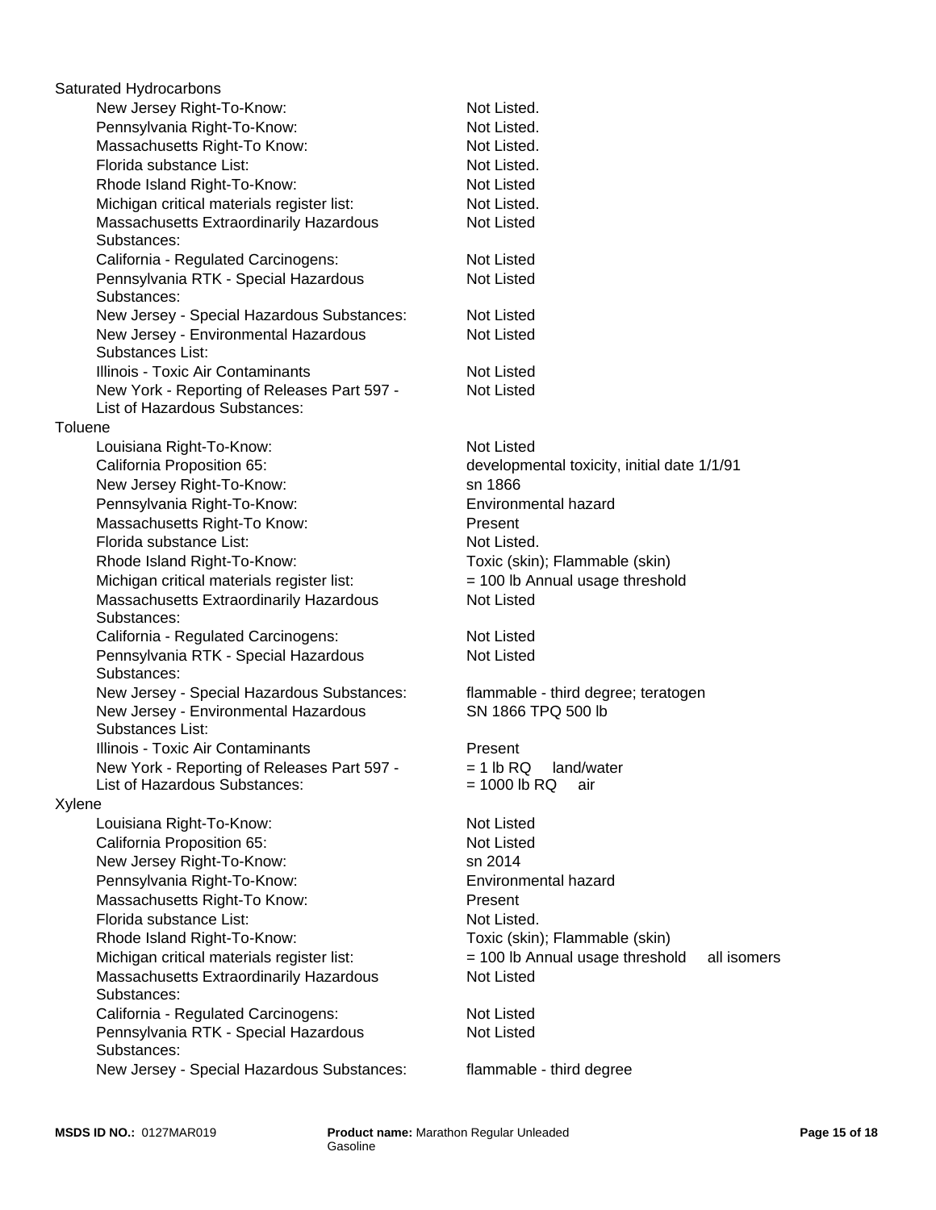Saturated Hydrocarbons

| | |
|---|---|
| New Jersey Right-To-Know: | Not Listed. |
| Pennsylvania Right-To-Know: | Not Listed. |
| Massachusetts Right-To Know: | Not Listed. |
| Florida substance List: | Not Listed. |
| Rhode Island Right-To-Know: | Not Listed |
| Michigan critical materials register list: | Not Listed. |
| Massachusetts Extraordinarily Hazardous Substances: | Not Listed |
| California - Regulated Carcinogens: | Not Listed |
| Pennsylvania RTK - Special Hazardous Substances: | Not Listed |
| New Jersey - Special Hazardous Substances: | Not Listed |
| New Jersey - Environmental Hazardous Substances List: | Not Listed |
| Illinois - Toxic Air Contaminants | Not Listed |
| New York - Reporting of Releases Part 597 - List of Hazardous Substances: | Not Listed |

Toluene

| | |
|---|---|
| Louisiana Right-To-Know: | Not Listed |
| California Proposition 65: | developmental toxicity, initial date 1/1/91 |
| New Jersey Right-To-Know: | sn 1866 |
| Pennsylvania Right-To-Know: | Environmental hazard |
| Massachusetts Right-To Know: | Present |
| Florida substance List: | Not Listed. |
| Rhode Island Right-To-Know: | Toxic (skin); Flammable (skin) |
| Michigan critical materials register list: | = 100 lb Annual usage threshold |
| Massachusetts Extraordinarily Hazardous Substances: | Not Listed |
| California - Regulated Carcinogens: | Not Listed |
| Pennsylvania RTK - Special Hazardous Substances: | Not Listed |
| New Jersey - Special Hazardous Substances: | flammable - third degree; teratogen |
| New Jersey - Environmental Hazardous Substances List: | SN 1866 TPQ 500 lb |
| Illinois - Toxic Air Contaminants | Present |
| New York - Reporting of Releases Part 597 - List of Hazardous Substances: | = 1 lb RQ land/water<br>= 1000 lb RQ air |

Xylene

| | |
|---|---|
| Louisiana Right-To-Know: | Not Listed |
| California Proposition 65: | Not Listed |
| New Jersey Right-To-Know: | sn 2014 |
| Pennsylvania Right-To-Know: | Environmental hazard |
| Massachusetts Right-To Know: | Present |
| Florida substance List: | Not Listed. |
| Rhode Island Right-To-Know: | Toxic (skin); Flammable (skin) |
| Michigan critical materials register list: | = 100 lb Annual usage threshold all isomers |
| Massachusetts Extraordinarily Hazardous Substances: | Not Listed |
| California - Regulated Carcinogens: | Not Listed |
| Pennsylvania RTK - Special Hazardous Substances: | Not Listed |
| New Jersey - Special Hazardous Substances: | flammable - third degree |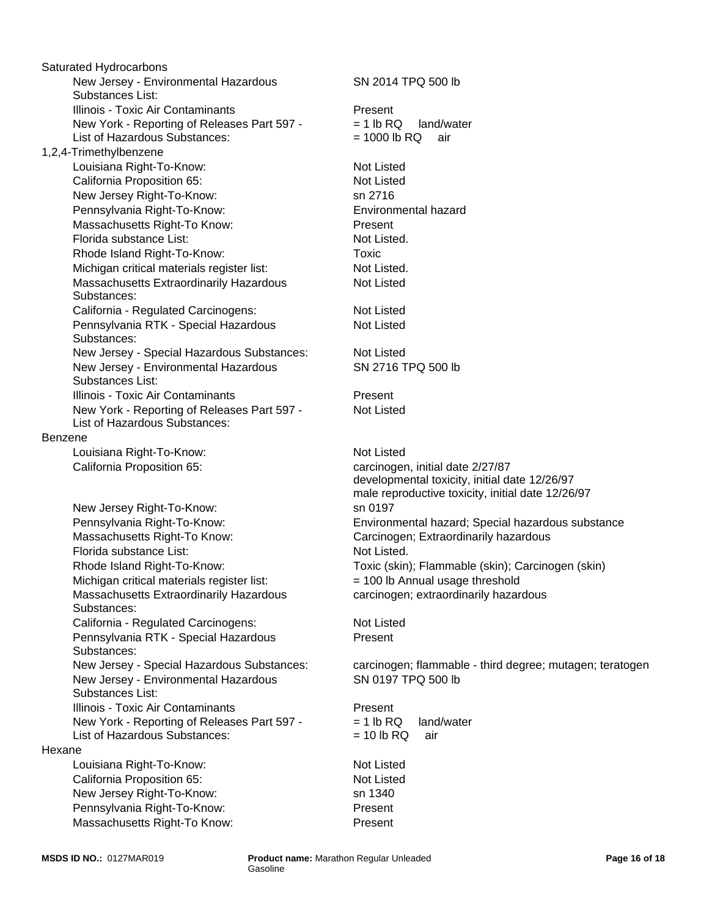Saturated Hydrocarbons

| | |
|---|---|
| New Jersey - Environmental Hazardous Substances List: | SN 2014 TPQ 500 lb |
| Illinois - Toxic Air Contaminants | Present |
| New York - Reporting of Releases Part 597 - List of Hazardous Substances: | = 1 lb RQ land/water<br>= 1000 lb RQ air |

1,2,4-Trimethylbenzene

| | |
|---|---|
| Louisiana Right-To-Know: | Not Listed |
| California Proposition 65: | Not Listed |
| New Jersey Right-To-Know: | sn 2716 |
| Pennsylvania Right-To-Know: | Environmental hazard |
| Massachusetts Right-To Know: | Present |
| Florida substance List: | Not Listed. |
| Rhode Island Right-To-Know: | Toxic |
| Michigan critical materials register list: | Not Listed. |
| Massachusetts Extraordinarily Hazardous Substances: | Not Listed |
| California - Regulated Carcinogens: | Not Listed |
| Pennsylvania RTK - Special Hazardous Substances: | Not Listed |
| New Jersey - Special Hazardous Substances: | Not Listed |
| New Jersey - Environmental Hazardous Substances List: | SN 2716 TPQ 500 lb |
| Illinois - Toxic Air Contaminants | Present |
| New York - Reporting of Releases Part 597 - List of Hazardous Substances: | Not Listed |

Benzene

| | |
|---|---|
| Louisiana Right-To-Know: | Not Listed |
| California Proposition 65: | carcinogen, initial date 2/27/87<br>developmental toxicity, initial date 12/26/97<br>male reproductive toxicity, initial date 12/26/97 |
| New Jersey Right-To-Know: | sn 0197 |
| Pennsylvania Right-To-Know: | Environmental hazard; Special hazardous substance |
| Massachusetts Right-To Know: | Carcinogen; Extraordinarily hazardous |
| Florida substance List: | Not Listed. |
| Rhode Island Right-To-Know: | Toxic (skin); Flammable (skin); Carcinogen (skin) |
| Michigan critical materials register list: | = 100 lb Annual usage threshold |
| Massachusetts Extraordinarily Hazardous Substances: | carcinogen; extraordinarily hazardous |
| California - Regulated Carcinogens: | Not Listed |
| Pennsylvania RTK - Special Hazardous Substances: | Present |
| New Jersey - Special Hazardous Substances: | carcinogen; flammable - third degree; mutagen; teratogen |
| New Jersey - Environmental Hazardous Substances List: | SN 0197 TPQ 500 lb |
| Illinois - Toxic Air Contaminants | Present |
| New York - Reporting of Releases Part 597 - List of Hazardous Substances: | = 1 lb RQ land/water<br>= 10 lb RQ air |

Hexane

| | |
|---|---|
| Louisiana Right-To-Know: | Not Listed |
| California Proposition 65: | Not Listed |
| New Jersey Right-To-Know: | sn 1340 |
| Pennsylvania Right-To-Know: | Present |
| Massachusetts Right-To Know: | Present |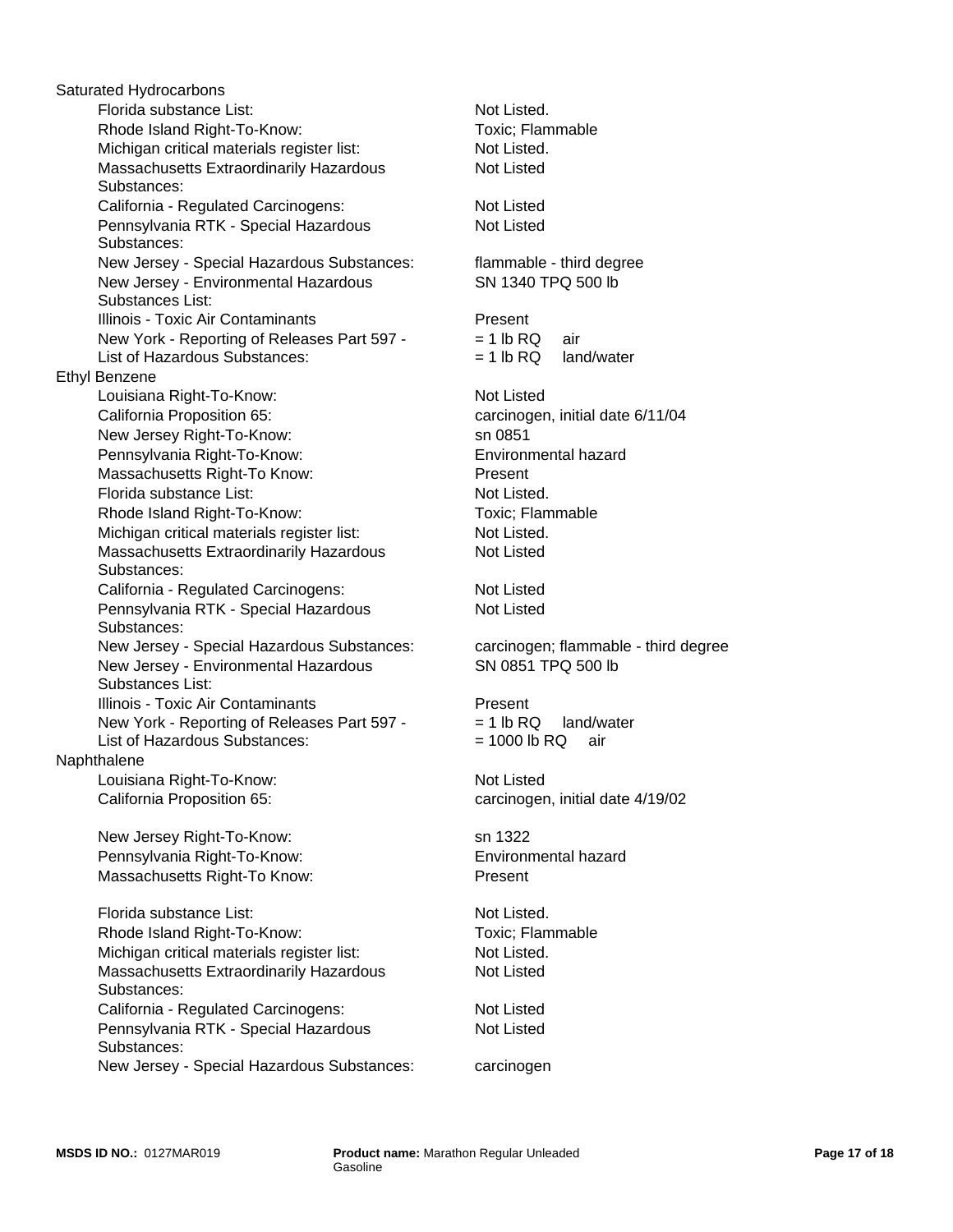Saturated Hydrocarbons

| | |
|---|---|
| Florida substance List: | Not Listed. |
| Rhode Island Right-To-Know: | Toxic; Flammable |
| Michigan critical materials register list: | Not Listed. |
| Massachusetts Extraordinarily Hazardous Substances: | Not Listed |
| California - Regulated Carcinogens: | Not Listed |
| Pennsylvania RTK - Special Hazardous Substances: | Not Listed |
| New Jersey - Special Hazardous Substances: | flammable - third degree |
| New Jersey - Environmental Hazardous Substances List: | SN 1340 TPQ 500 lb |
| Illinois - Toxic Air Contaminants | Present |
| New York - Reporting of Releases Part 597 - List of Hazardous Substances: | = 1 lb RQ air<br>= 1 lb RQ land/water |

Ethyl Benzene

| | |
|---|---|
| Louisiana Right-To-Know: | Not Listed |
| California Proposition 65: | carcinogen, initial date 6/11/04 |
| New Jersey Right-To-Know: | sn 0851 |
| Pennsylvania Right-To-Know: | Environmental hazard |
| Massachusetts Right-To Know: | Present |
| Florida substance List: | Not Listed. |
| Rhode Island Right-To-Know: | Toxic; Flammable |
| Michigan critical materials register list: | Not Listed. |
| Massachusetts Extraordinarily Hazardous Substances: | Not Listed |
| California - Regulated Carcinogens: | Not Listed |
| Pennsylvania RTK - Special Hazardous Substances: | Not Listed |
| New Jersey - Special Hazardous Substances: | carcinogen; flammable - third degree |
| New Jersey - Environmental Hazardous Substances List: | SN 0851 TPQ 500 lb |
| Illinois - Toxic Air Contaminants | Present |
| New York - Reporting of Releases Part 597 - List of Hazardous Substances: | = 1 lb RQ land/water<br>= 1000 lb RQ air |

Naphthalene

| | |
|---|---|
| Louisiana Right-To-Know: | Not Listed |
| California Proposition 65: | carcinogen, initial date 4/19/02 |
| New Jersey Right-To-Know: | sn 1322 |
| Pennsylvania Right-To-Know: | Environmental hazard |
| Massachusetts Right-To Know: | Present |
| Florida substance List: | Not Listed. |
| Rhode Island Right-To-Know: | Toxic; Flammable |
| Michigan critical materials register list: | Not Listed. |
| Massachusetts Extraordinarily Hazardous Substances: | Not Listed |
| California - Regulated Carcinogens: | Not Listed |
| Pennsylvania RTK - Special Hazardous Substances: | Not Listed |
| New Jersey - Special Hazardous Substances: | carcinogen |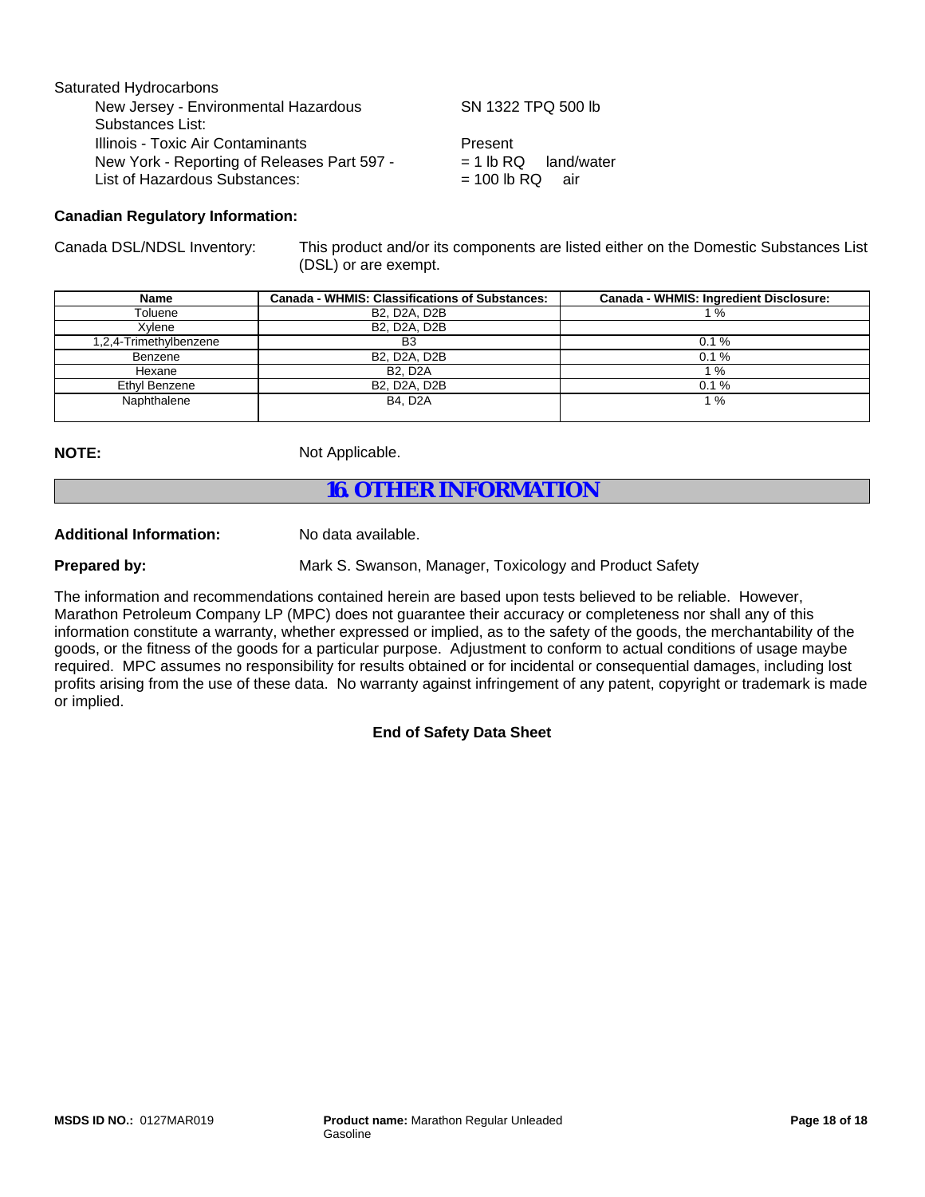Saturated Hydrocarbons

| | |
|---|---|
| New Jersey - Environmental Hazardous Substances List: | SN 1322 TPQ 500 lb |
| Illinois - Toxic Air Contaminants | Present |
| New York - Reporting of Releases Part 597 - List of Hazardous Substances: | = 1 lb RQ land/water<br>= 100 lb RQ air |

**Canadian Regulatory Information:**

Canada DSL/NDSL Inventory: This product and/or its components are listed either on the Domestic Substances List (DSL) or are exempt.

| Name | Canada - WHMIS: Classifications of Substances: | Canada - WHMIS: Ingredient Disclosure: |
|---|---|---|
| Toluene | B2, D2A, D2B | 1 % |
| Xylene | B2, D2A, D2B | |
| 1,2,4-Trimethylbenzene | B3 | 0.1 % |
| Benzene | B2, D2A, D2B | 0.1 % |
| Hexane | B2, D2A | 1 % |
| Ethyl Benzene | B2, D2A, D2B | 0.1 % |
| Naphthalene | B4, D2A | 1 % |

**NOTE:** Not Applicable.

## 16. OTHER INFORMATION

**Additional Information:** No data available.

**Prepared by:** Mark S. Swanson, Manager, Toxicology and Product Safety

The information and recommendations contained herein are based upon tests believed to be reliable. However, Marathon Petroleum Company LP (MPC) does not guarantee their accuracy or completeness nor shall any of this information constitute a warranty, whether expressed or implied, as to the safety of the goods, the merchantability of the goods, or the fitness of the goods for a particular purpose. Adjustment to conform to actual conditions of usage maybe required. MPC assumes no responsibility for results obtained or for incidental or consequential damages, including lost profits arising from the use of these data. No warranty against infringement of any patent, copyright or trademark is made or implied.

**End of Safety Data Sheet**